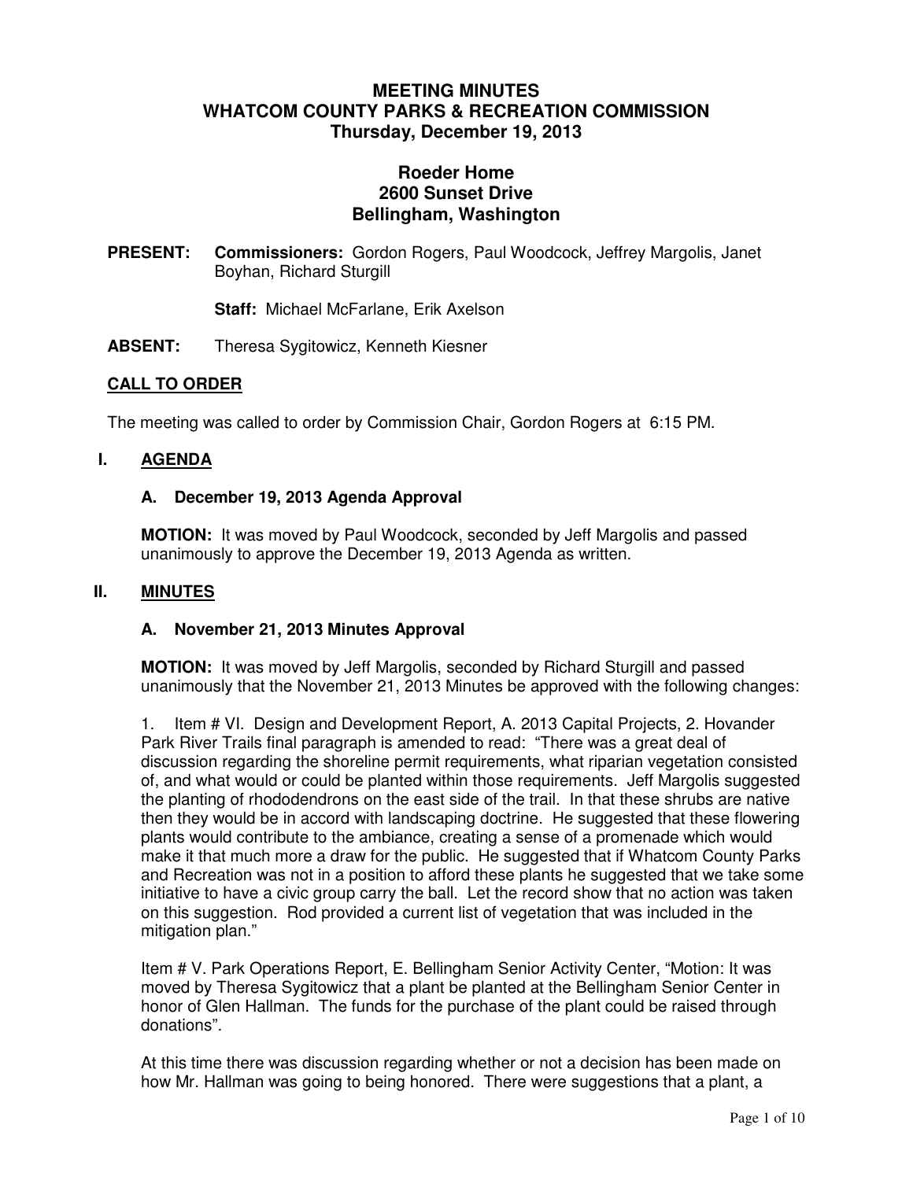# MEETING MINUTES
# WHATCOM COUNTY PARKS & RECREATION COMMISSION
## Thursday, December 19, 2013

## Roeder Home
## 2600 Sunset Drive
## Bellingham, Washington

**PRESENT:** **Commissioners:** Gordon Rogers, Paul Woodcock, Jeffrey Margolis, Janet Boyhan, Richard Sturgill

**Staff:** Michael McFarlane, Erik Axelson

**ABSENT:** Theresa Sygitowicz, Kenneth Kiesner

### CALL TO ORDER

The meeting was called to order by Commission Chair, Gordon Rogers at 6:15 PM.

### I. AGENDA

#### A. December 19, 2013 Agenda Approval

**MOTION:** It was moved by Paul Woodcock, seconded by Jeff Margolis and passed unanimously to approve the December 19, 2013 Agenda as written.

### II. MINUTES

#### A. November 21, 2013 Minutes Approval

**MOTION:** It was moved by Jeff Margolis, seconded by Richard Sturgill and passed unanimously that the November 21, 2013 Minutes be approved with the following changes:

1. Item # VI. Design and Development Report, A. 2013 Capital Projects, 2. Hovander Park River Trails final paragraph is amended to read: "There was a great deal of discussion regarding the shoreline permit requirements, what riparian vegetation consisted of, and what would or could be planted within those requirements. Jeff Margolis suggested the planting of rhododendrons on the east side of the trail. In that these shrubs are native then they would be in accord with landscaping doctrine. He suggested that these flowering plants would contribute to the ambiance, creating a sense of a promenade which would make it that much more a draw for the public. He suggested that if Whatcom County Parks and Recreation was not in a position to afford these plants he suggested that we take some initiative to have a civic group carry the ball. Let the record show that no action was taken on this suggestion. Rod provided a current list of vegetation that was included in the mitigation plan."

Item # V. Park Operations Report, E. Bellingham Senior Activity Center, "Motion: It was moved by Theresa Sygitowicz that a plant be planted at the Bellingham Senior Center in honor of Glen Hallman. The funds for the purchase of the plant could be raised through donations".

At this time there was discussion regarding whether or not a decision has been made on how Mr. Hallman was going to being honored. There were suggestions that a plant, a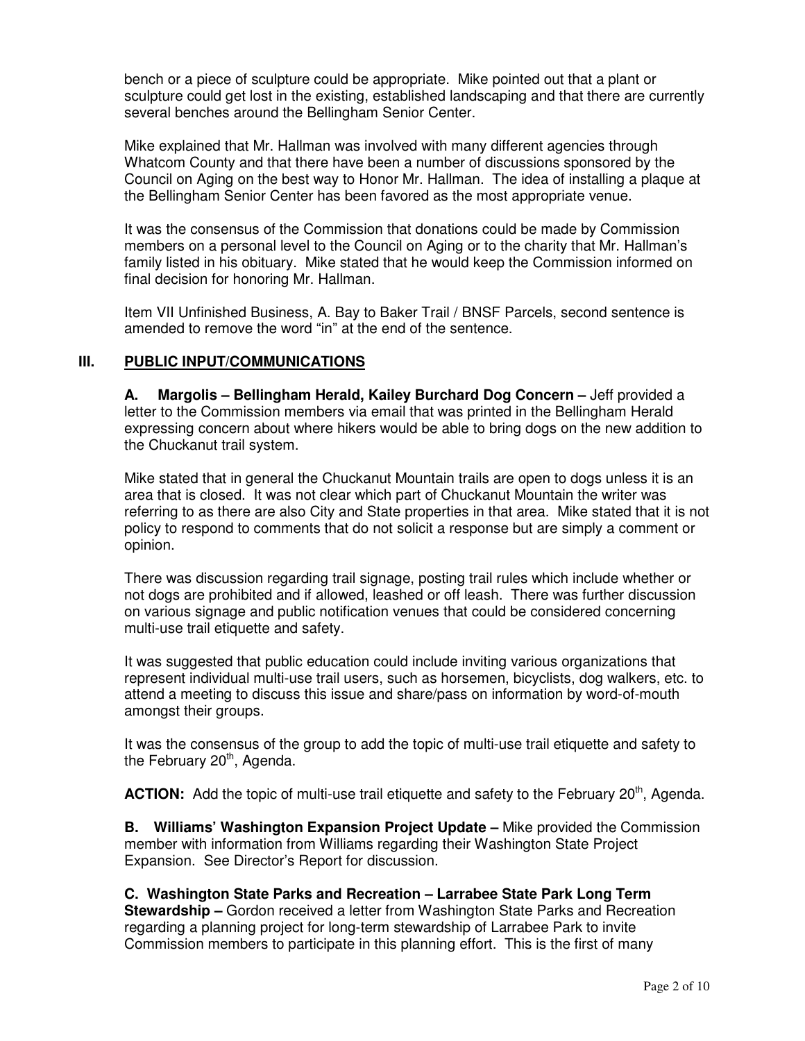bench or a piece of sculpture could be appropriate. Mike pointed out that a plant or sculpture could get lost in the existing, established landscaping and that there are currently several benches around the Bellingham Senior Center.

Mike explained that Mr. Hallman was involved with many different agencies through Whatcom County and that there have been a number of discussions sponsored by the Council on Aging on the best way to Honor Mr. Hallman. The idea of installing a plaque at the Bellingham Senior Center has been favored as the most appropriate venue.

It was the consensus of the Commission that donations could be made by Commission members on a personal level to the Council on Aging or to the charity that Mr. Hallman's family listed in his obituary. Mike stated that he would keep the Commission informed on final decision for honoring Mr. Hallman.

Item VII Unfinished Business, A. Bay to Baker Trail / BNSF Parcels, second sentence is amended to remove the word "in" at the end of the sentence.

## III. PUBLIC INPUT/COMMUNICATIONS

**A. Margolis – Bellingham Herald, Kailey Burchard Dog Concern –** Jeff provided a letter to the Commission members via email that was printed in the Bellingham Herald expressing concern about where hikers would be able to bring dogs on the new addition to the Chuckanut trail system.

Mike stated that in general the Chuckanut Mountain trails are open to dogs unless it is an area that is closed. It was not clear which part of Chuckanut Mountain the writer was referring to as there are also City and State properties in that area. Mike stated that it is not policy to respond to comments that do not solicit a response but are simply a comment or opinion.

There was discussion regarding trail signage, posting trail rules which include whether or not dogs are prohibited and if allowed, leashed or off leash. There was further discussion on various signage and public notification venues that could be considered concerning multi-use trail etiquette and safety.

It was suggested that public education could include inviting various organizations that represent individual multi-use trail users, such as horsemen, bicyclists, dog walkers, etc. to attend a meeting to discuss this issue and share/pass on information by word-of-mouth amongst their groups.

It was the consensus of the group to add the topic of multi-use trail etiquette and safety to the February 20th, Agenda.

**ACTION:** Add the topic of multi-use trail etiquette and safety to the February 20th, Agenda.

**B. Williams' Washington Expansion Project Update –** Mike provided the Commission member with information from Williams regarding their Washington State Project Expansion. See Director's Report for discussion.

**C. Washington State Parks and Recreation – Larrabee State Park Long Term Stewardship –** Gordon received a letter from Washington State Parks and Recreation regarding a planning project for long-term stewardship of Larrabee Park to invite Commission members to participate in this planning effort. This is the first of many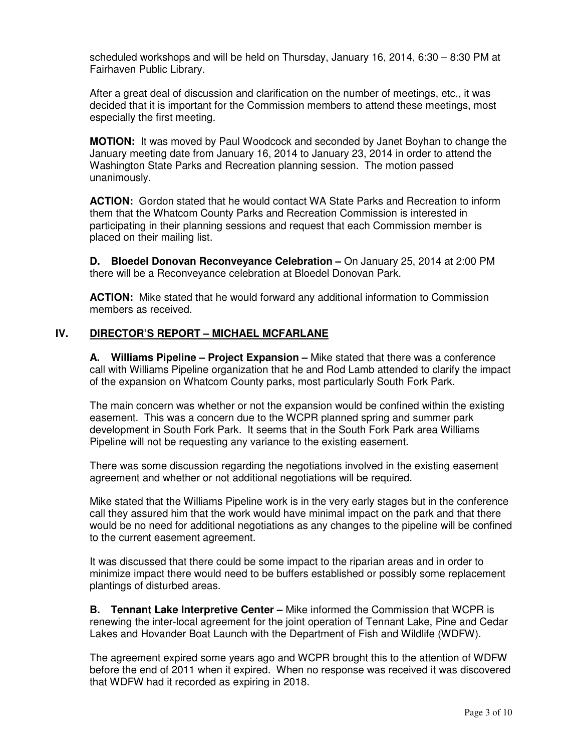scheduled workshops and will be held on Thursday, January 16, 2014, 6:30 – 8:30 PM at Fairhaven Public Library.

After a great deal of discussion and clarification on the number of meetings, etc., it was decided that it is important for the Commission members to attend these meetings, most especially the first meeting.

**MOTION:** It was moved by Paul Woodcock and seconded by Janet Boyhan to change the January meeting date from January 16, 2014 to January 23, 2014 in order to attend the Washington State Parks and Recreation planning session. The motion passed unanimously.

**ACTION:** Gordon stated that he would contact WA State Parks and Recreation to inform them that the Whatcom County Parks and Recreation Commission is interested in participating in their planning sessions and request that each Commission member is placed on their mailing list.

**D. Bloedel Donovan Reconveyance Celebration –** On January 25, 2014 at 2:00 PM there will be a Reconveyance celebration at Bloedel Donovan Park.

**ACTION:** Mike stated that he would forward any additional information to Commission members as received.

## IV. DIRECTOR'S REPORT – MICHAEL MCFARLANE

**A. Williams Pipeline – Project Expansion –** Mike stated that there was a conference call with Williams Pipeline organization that he and Rod Lamb attended to clarify the impact of the expansion on Whatcom County parks, most particularly South Fork Park.

The main concern was whether or not the expansion would be confined within the existing easement. This was a concern due to the WCPR planned spring and summer park development in South Fork Park. It seems that in the South Fork Park area Williams Pipeline will not be requesting any variance to the existing easement.

There was some discussion regarding the negotiations involved in the existing easement agreement and whether or not additional negotiations will be required.

Mike stated that the Williams Pipeline work is in the very early stages but in the conference call they assured him that the work would have minimal impact on the park and that there would be no need for additional negotiations as any changes to the pipeline will be confined to the current easement agreement.

It was discussed that there could be some impact to the riparian areas and in order to minimize impact there would need to be buffers established or possibly some replacement plantings of disturbed areas.

**B. Tennant Lake Interpretive Center –** Mike informed the Commission that WCPR is renewing the inter-local agreement for the joint operation of Tennant Lake, Pine and Cedar Lakes and Hovander Boat Launch with the Department of Fish and Wildlife (WDFW).

The agreement expired some years ago and WCPR brought this to the attention of WDFW before the end of 2011 when it expired. When no response was received it was discovered that WDFW had it recorded as expiring in 2018.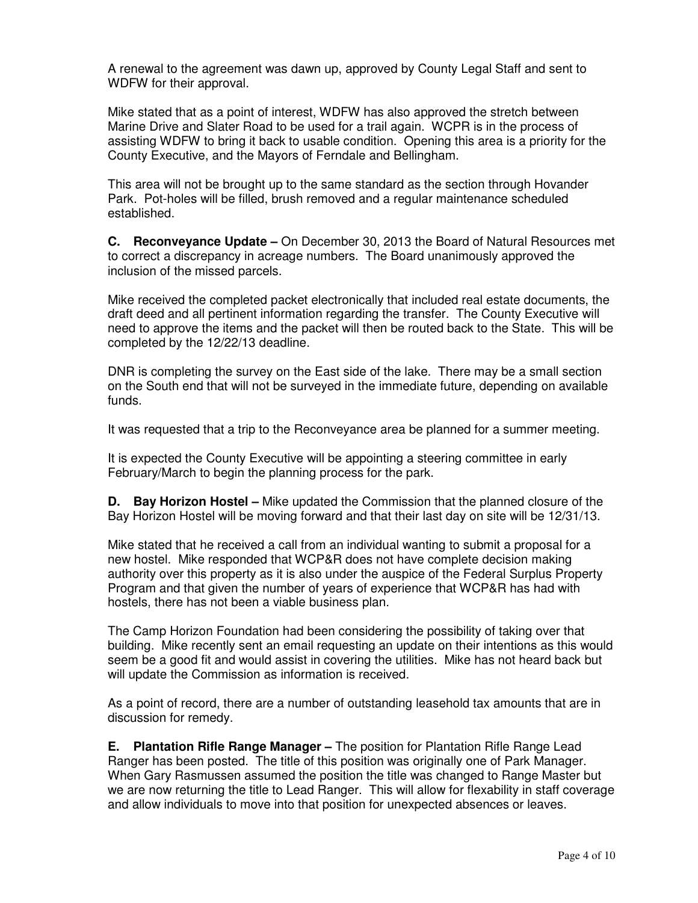A renewal to the agreement was dawn up, approved by County Legal Staff and sent to WDFW for their approval.

Mike stated that as a point of interest, WDFW has also approved the stretch between Marine Drive and Slater Road to be used for a trail again. WCPR is in the process of assisting WDFW to bring it back to usable condition. Opening this area is a priority for the County Executive, and the Mayors of Ferndale and Bellingham.

This area will not be brought up to the same standard as the section through Hovander Park. Pot-holes will be filled, brush removed and a regular maintenance scheduled established.

**C. Reconveyance Update –** On December 30, 2013 the Board of Natural Resources met to correct a discrepancy in acreage numbers. The Board unanimously approved the inclusion of the missed parcels.

Mike received the completed packet electronically that included real estate documents, the draft deed and all pertinent information regarding the transfer. The County Executive will need to approve the items and the packet will then be routed back to the State. This will be completed by the 12/22/13 deadline.

DNR is completing the survey on the East side of the lake. There may be a small section on the South end that will not be surveyed in the immediate future, depending on available funds.

It was requested that a trip to the Reconveyance area be planned for a summer meeting.

It is expected the County Executive will be appointing a steering committee in early February/March to begin the planning process for the park.

**D. Bay Horizon Hostel –** Mike updated the Commission that the planned closure of the Bay Horizon Hostel will be moving forward and that their last day on site will be 12/31/13.

Mike stated that he received a call from an individual wanting to submit a proposal for a new hostel. Mike responded that WCP&R does not have complete decision making authority over this property as it is also under the auspice of the Federal Surplus Property Program and that given the number of years of experience that WCP&R has had with hostels, there has not been a viable business plan.

The Camp Horizon Foundation had been considering the possibility of taking over that building. Mike recently sent an email requesting an update on their intentions as this would seem be a good fit and would assist in covering the utilities. Mike has not heard back but will update the Commission as information is received.

As a point of record, there are a number of outstanding leasehold tax amounts that are in discussion for remedy.

**E. Plantation Rifle Range Manager –** The position for Plantation Rifle Range Lead Ranger has been posted. The title of this position was originally one of Park Manager. When Gary Rasmussen assumed the position the title was changed to Range Master but we are now returning the title to Lead Ranger. This will allow for flexability in staff coverage and allow individuals to move into that position for unexpected absences or leaves.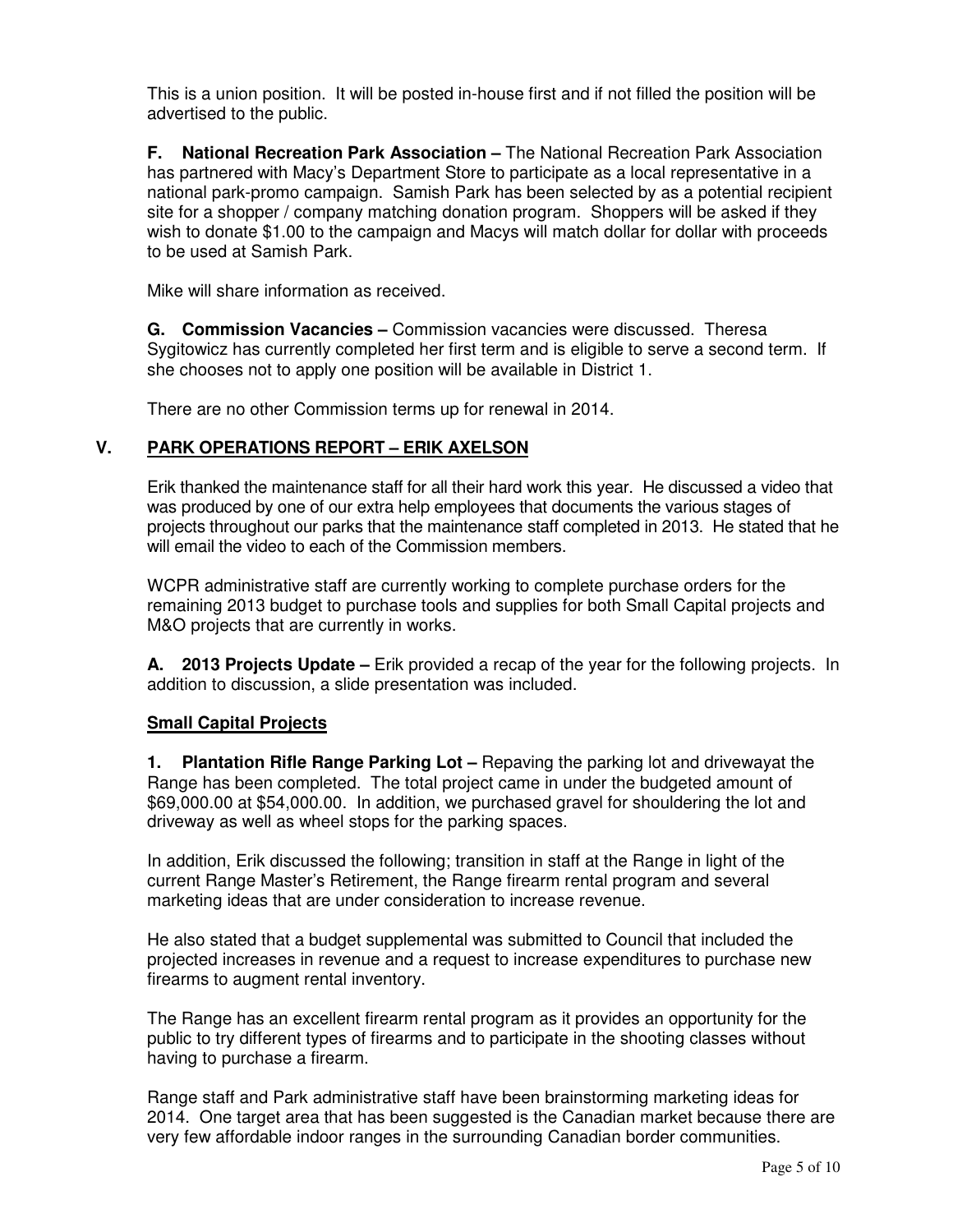This is a union position. It will be posted in-house first and if not filled the position will be advertised to the public.

**F. National Recreation Park Association –** The National Recreation Park Association has partnered with Macy's Department Store to participate as a local representative in a national park-promo campaign. Samish Park has been selected by as a potential recipient site for a shopper / company matching donation program. Shoppers will be asked if they wish to donate $1.00 to the campaign and Macys will match dollar for dollar with proceeds to be used at Samish Park.

Mike will share information as received.

**G. Commission Vacancies –** Commission vacancies were discussed. Theresa Sygitowicz has currently completed her first term and is eligible to serve a second term. If she chooses not to apply one position will be available in District 1.

There are no other Commission terms up for renewal in 2014.

## V. PARK OPERATIONS REPORT – ERIK AXELSON

Erik thanked the maintenance staff for all their hard work this year. He discussed a video that was produced by one of our extra help employees that documents the various stages of projects throughout our parks that the maintenance staff completed in 2013. He stated that he will email the video to each of the Commission members.

WCPR administrative staff are currently working to complete purchase orders for the remaining 2013 budget to purchase tools and supplies for both Small Capital projects and M&O projects that are currently in works.

**A. 2013 Projects Update –** Erik provided a recap of the year for the following projects. In addition to discussion, a slide presentation was included.

### Small Capital Projects

**1. Plantation Rifle Range Parking Lot –** Repaving the parking lot and drivewayat the Range has been completed. The total project came in under the budgeted amount of $69,000.00 at $54,000.00. In addition, we purchased gravel for shouldering the lot and driveway as well as wheel stops for the parking spaces.

In addition, Erik discussed the following; transition in staff at the Range in light of the current Range Master's Retirement, the Range firearm rental program and several marketing ideas that are under consideration to increase revenue.

He also stated that a budget supplemental was submitted to Council that included the projected increases in revenue and a request to increase expenditures to purchase new firearms to augment rental inventory.

The Range has an excellent firearm rental program as it provides an opportunity for the public to try different types of firearms and to participate in the shooting classes without having to purchase a firearm.

Range staff and Park administrative staff have been brainstorming marketing ideas for 2014. One target area that has been suggested is the Canadian market because there are very few affordable indoor ranges in the surrounding Canadian border communities.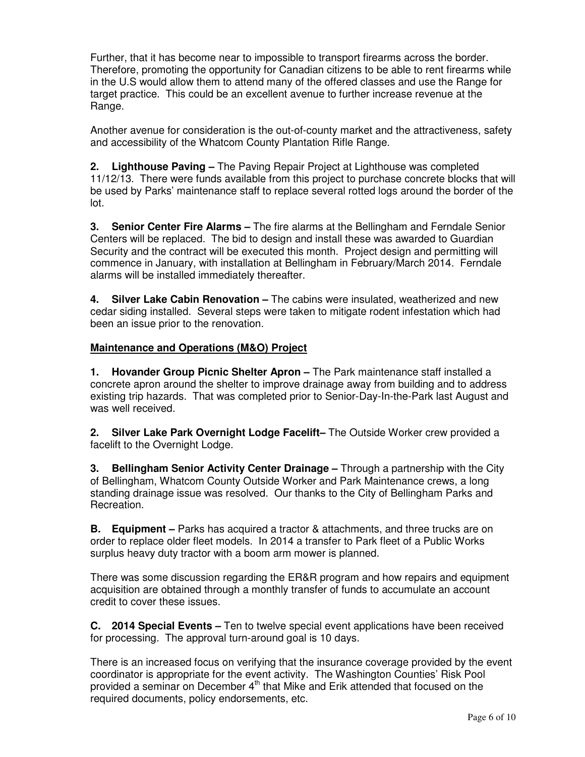Further, that it has become near to impossible to transport firearms across the border. Therefore, promoting the opportunity for Canadian citizens to be able to rent firearms while in the U.S would allow them to attend many of the offered classes and use the Range for target practice. This could be an excellent avenue to further increase revenue at the Range.

Another avenue for consideration is the out-of-county market and the attractiveness, safety and accessibility of the Whatcom County Plantation Rifle Range.

**2. Lighthouse Paving –** The Paving Repair Project at Lighthouse was completed 11/12/13. There were funds available from this project to purchase concrete blocks that will be used by Parks' maintenance staff to replace several rotted logs around the border of the lot.

**3. Senior Center Fire Alarms –** The fire alarms at the Bellingham and Ferndale Senior Centers will be replaced. The bid to design and install these was awarded to Guardian Security and the contract will be executed this month. Project design and permitting will commence in January, with installation at Bellingham in February/March 2014. Ferndale alarms will be installed immediately thereafter.

**4. Silver Lake Cabin Renovation –** The cabins were insulated, weatherized and new cedar siding installed. Several steps were taken to mitigate rodent infestation which had been an issue prior to the renovation.

**Maintenance and Operations (M&O) Project**

**1. Hovander Group Picnic Shelter Apron –** The Park maintenance staff installed a concrete apron around the shelter to improve drainage away from building and to address existing trip hazards. That was completed prior to Senior-Day-In-the-Park last August and was well received.

**2. Silver Lake Park Overnight Lodge Facelift–** The Outside Worker crew provided a facelift to the Overnight Lodge.

**3. Bellingham Senior Activity Center Drainage –** Through a partnership with the City of Bellingham, Whatcom County Outside Worker and Park Maintenance crews, a long standing drainage issue was resolved. Our thanks to the City of Bellingham Parks and Recreation.

**B. Equipment –** Parks has acquired a tractor & attachments, and three trucks are on order to replace older fleet models. In 2014 a transfer to Park fleet of a Public Works surplus heavy duty tractor with a boom arm mower is planned.

There was some discussion regarding the ER&R program and how repairs and equipment acquisition are obtained through a monthly transfer of funds to accumulate an account credit to cover these issues.

**C. 2014 Special Events –** Ten to twelve special event applications have been received for processing. The approval turn-around goal is 10 days.

There is an increased focus on verifying that the insurance coverage provided by the event coordinator is appropriate for the event activity. The Washington Counties' Risk Pool provided a seminar on December 4th that Mike and Erik attended that focused on the required documents, policy endorsements, etc.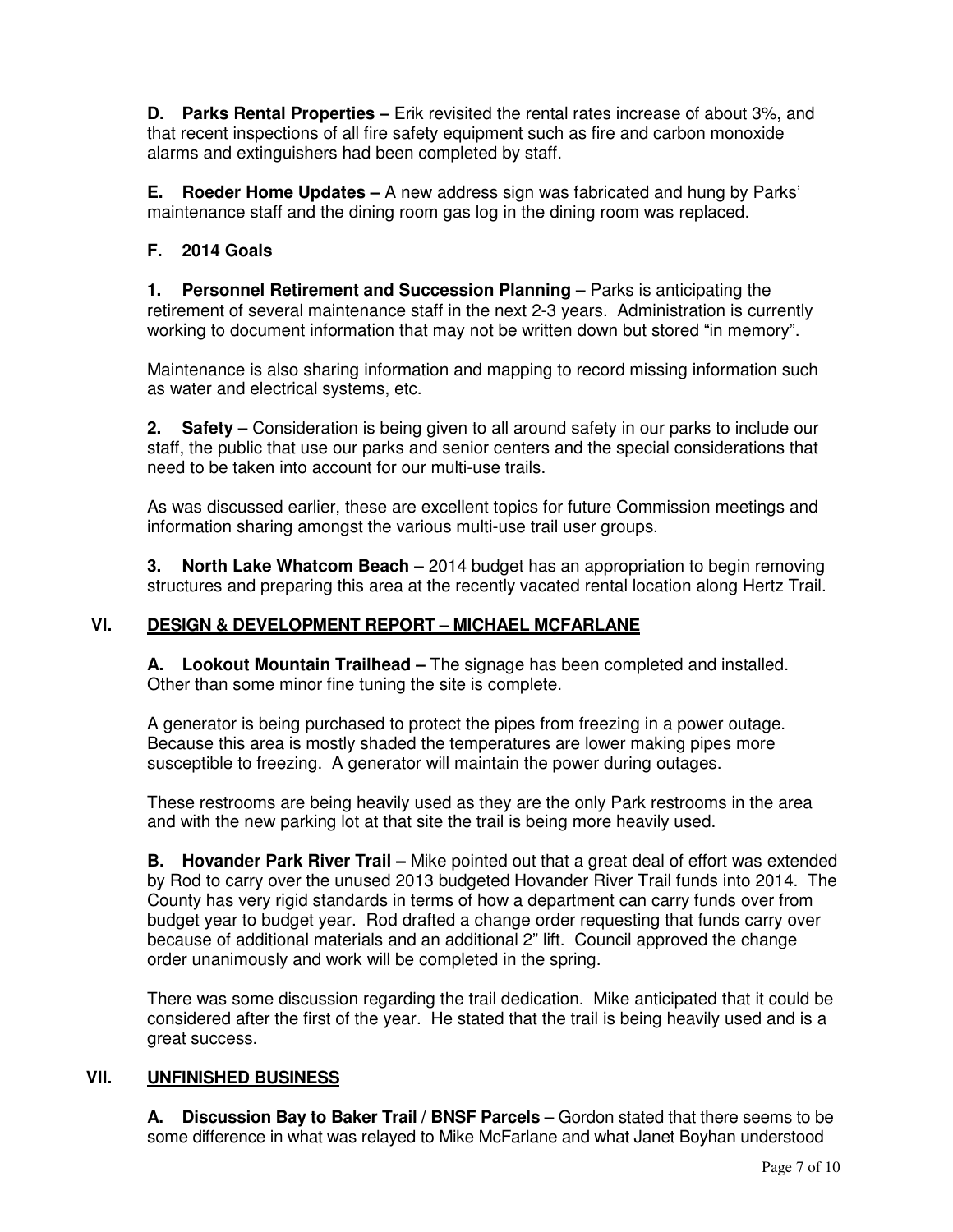**D. Parks Rental Properties –** Erik revisited the rental rates increase of about 3%, and that recent inspections of all fire safety equipment such as fire and carbon monoxide alarms and extinguishers had been completed by staff.

**E. Roeder Home Updates –** A new address sign was fabricated and hung by Parks' maintenance staff and the dining room gas log in the dining room was replaced.

**F. 2014 Goals**

**1. Personnel Retirement and Succession Planning –** Parks is anticipating the retirement of several maintenance staff in the next 2-3 years. Administration is currently working to document information that may not be written down but stored "in memory".

Maintenance is also sharing information and mapping to record missing information such as water and electrical systems, etc.

**2. Safety –** Consideration is being given to all around safety in our parks to include our staff, the public that use our parks and senior centers and the special considerations that need to be taken into account for our multi-use trails.

As was discussed earlier, these are excellent topics for future Commission meetings and information sharing amongst the various multi-use trail user groups.

**3. North Lake Whatcom Beach –** 2014 budget has an appropriation to begin removing structures and preparing this area at the recently vacated rental location along Hertz Trail.

## VI. DESIGN & DEVELOPMENT REPORT – MICHAEL MCFARLANE

**A. Lookout Mountain Trailhead –** The signage has been completed and installed. Other than some minor fine tuning the site is complete.

A generator is being purchased to protect the pipes from freezing in a power outage. Because this area is mostly shaded the temperatures are lower making pipes more susceptible to freezing. A generator will maintain the power during outages.

These restrooms are being heavily used as they are the only Park restrooms in the area and with the new parking lot at that site the trail is being more heavily used.

**B. Hovander Park River Trail –** Mike pointed out that a great deal of effort was extended by Rod to carry over the unused 2013 budgeted Hovander River Trail funds into 2014. The County has very rigid standards in terms of how a department can carry funds over from budget year to budget year. Rod drafted a change order requesting that funds carry over because of additional materials and an additional 2" lift. Council approved the change order unanimously and work will be completed in the spring.

There was some discussion regarding the trail dedication. Mike anticipated that it could be considered after the first of the year. He stated that the trail is being heavily used and is a great success.

## VII. UNFINISHED BUSINESS

**A. Discussion Bay to Baker Trail / BNSF Parcels –** Gordon stated that there seems to be some difference in what was relayed to Mike McFarlane and what Janet Boyhan understood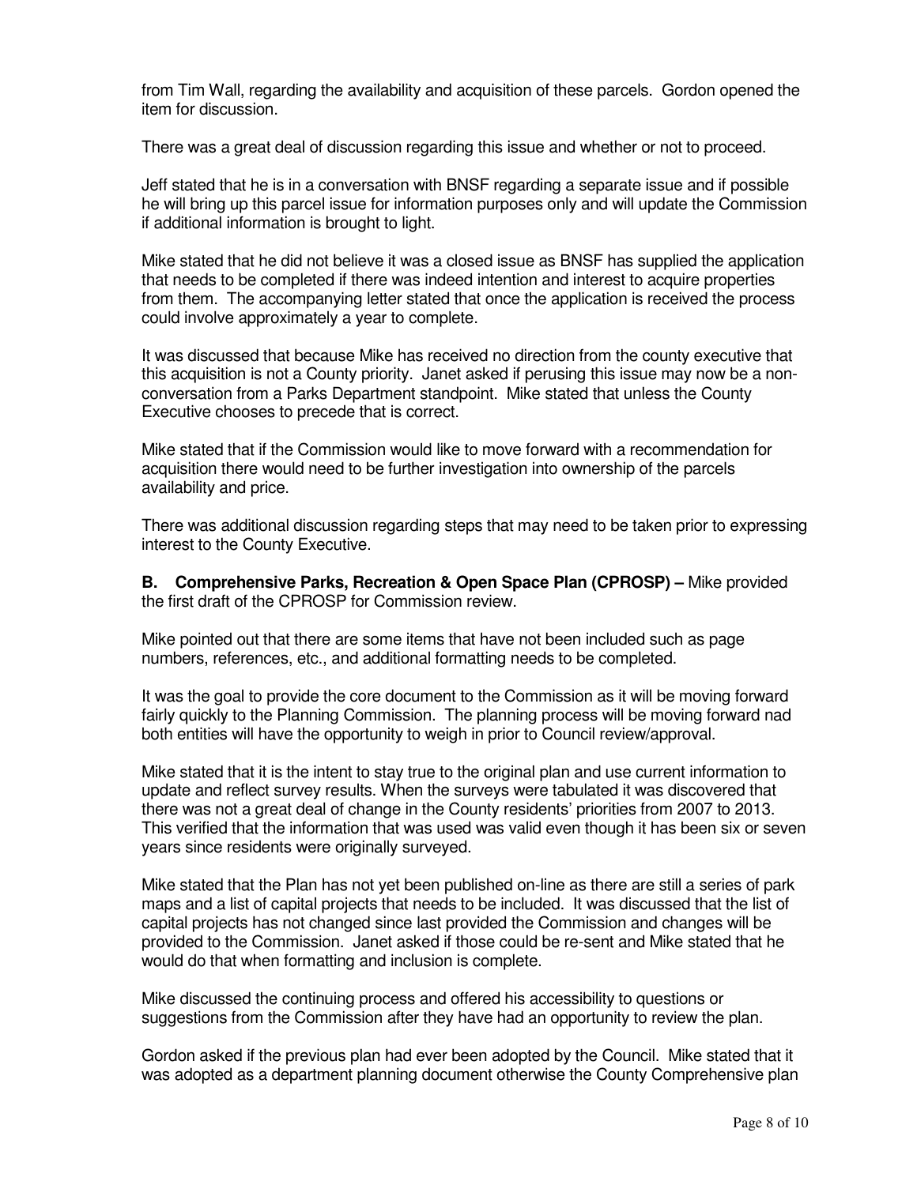from Tim Wall, regarding the availability and acquisition of these parcels. Gordon opened the item for discussion.

There was a great deal of discussion regarding this issue and whether or not to proceed.

Jeff stated that he is in a conversation with BNSF regarding a separate issue and if possible he will bring up this parcel issue for information purposes only and will update the Commission if additional information is brought to light.

Mike stated that he did not believe it was a closed issue as BNSF has supplied the application that needs to be completed if there was indeed intention and interest to acquire properties from them. The accompanying letter stated that once the application is received the process could involve approximately a year to complete.

It was discussed that because Mike has received no direction from the county executive that this acquisition is not a County priority. Janet asked if perusing this issue may now be a non-conversation from a Parks Department standpoint. Mike stated that unless the County Executive chooses to precede that is correct.

Mike stated that if the Commission would like to move forward with a recommendation for acquisition there would need to be further investigation into ownership of the parcels availability and price.

There was additional discussion regarding steps that may need to be taken prior to expressing interest to the County Executive.

**B. Comprehensive Parks, Recreation & Open Space Plan (CPROSP) –** Mike provided the first draft of the CPROSP for Commission review.

Mike pointed out that there are some items that have not been included such as page numbers, references, etc., and additional formatting needs to be completed.

It was the goal to provide the core document to the Commission as it will be moving forward fairly quickly to the Planning Commission. The planning process will be moving forward nad both entities will have the opportunity to weigh in prior to Council review/approval.

Mike stated that it is the intent to stay true to the original plan and use current information to update and reflect survey results. When the surveys were tabulated it was discovered that there was not a great deal of change in the County residents' priorities from 2007 to 2013. This verified that the information that was used was valid even though it has been six or seven years since residents were originally surveyed.

Mike stated that the Plan has not yet been published on-line as there are still a series of park maps and a list of capital projects that needs to be included. It was discussed that the list of capital projects has not changed since last provided the Commission and changes will be provided to the Commission. Janet asked if those could be re-sent and Mike stated that he would do that when formatting and inclusion is complete.

Mike discussed the continuing process and offered his accessibility to questions or suggestions from the Commission after they have had an opportunity to review the plan.

Gordon asked if the previous plan had ever been adopted by the Council. Mike stated that it was adopted as a department planning document otherwise the County Comprehensive plan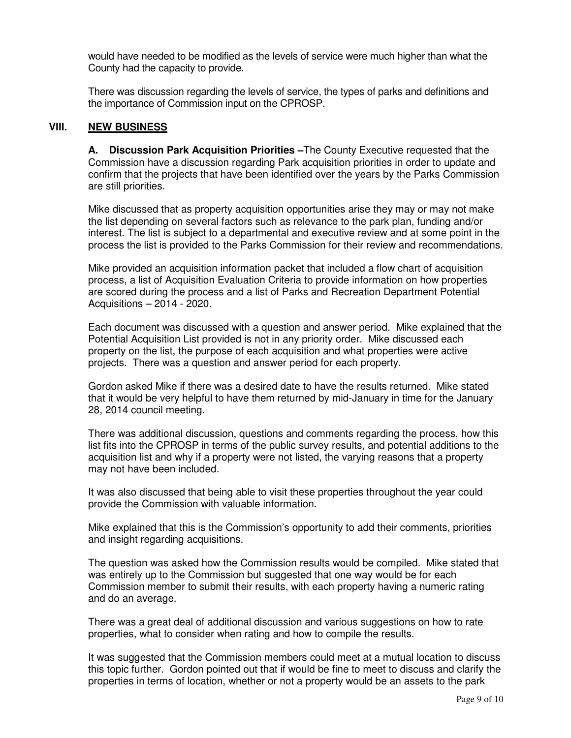would have needed to be modified as the levels of service were much higher than what the County had the capacity to provide.

There was discussion regarding the levels of service, the types of parks and definitions and the importance of Commission input on the CPROSP.

## VIII. NEW BUSINESS

**A. Discussion Park Acquisition Priorities –** The County Executive requested that the Commission have a discussion regarding Park acquisition priorities in order to update and confirm that the projects that have been identified over the years by the Parks Commission are still priorities.

Mike discussed that as property acquisition opportunities arise they may or may not make the list depending on several factors such as relevance to the park plan, funding and/or interest. The list is subject to a departmental and executive review and at some point in the process the list is provided to the Parks Commission for their review and recommendations.

Mike provided an acquisition information packet that included a flow chart of acquisition process, a list of Acquisition Evaluation Criteria to provide information on how properties are scored during the process and a list of Parks and Recreation Department Potential Acquisitions – 2014 - 2020.

Each document was discussed with a question and answer period. Mike explained that the Potential Acquisition List provided is not in any priority order. Mike discussed each property on the list, the purpose of each acquisition and what properties were active projects. There was a question and answer period for each property.

Gordon asked Mike if there was a desired date to have the results returned. Mike stated that it would be very helpful to have them returned by mid-January in time for the January 28, 2014 council meeting.

There was additional discussion, questions and comments regarding the process, how this list fits into the CPROSP in terms of the public survey results, and potential additions to the acquisition list and why if a property were not listed, the varying reasons that a property may not have been included.

It was also discussed that being able to visit these properties throughout the year could provide the Commission with valuable information.

Mike explained that this is the Commission's opportunity to add their comments, priorities and insight regarding acquisitions.

The question was asked how the Commission results would be compiled. Mike stated that was entirely up to the Commission but suggested that one way would be for each Commission member to submit their results, with each property having a numeric rating and do an average.

There was a great deal of additional discussion and various suggestions on how to rate properties, what to consider when rating and how to compile the results.

It was suggested that the Commission members could meet at a mutual location to discuss this topic further. Gordon pointed out that if would be fine to meet to discuss and clarify the properties in terms of location, whether or not a property would be an assets to the park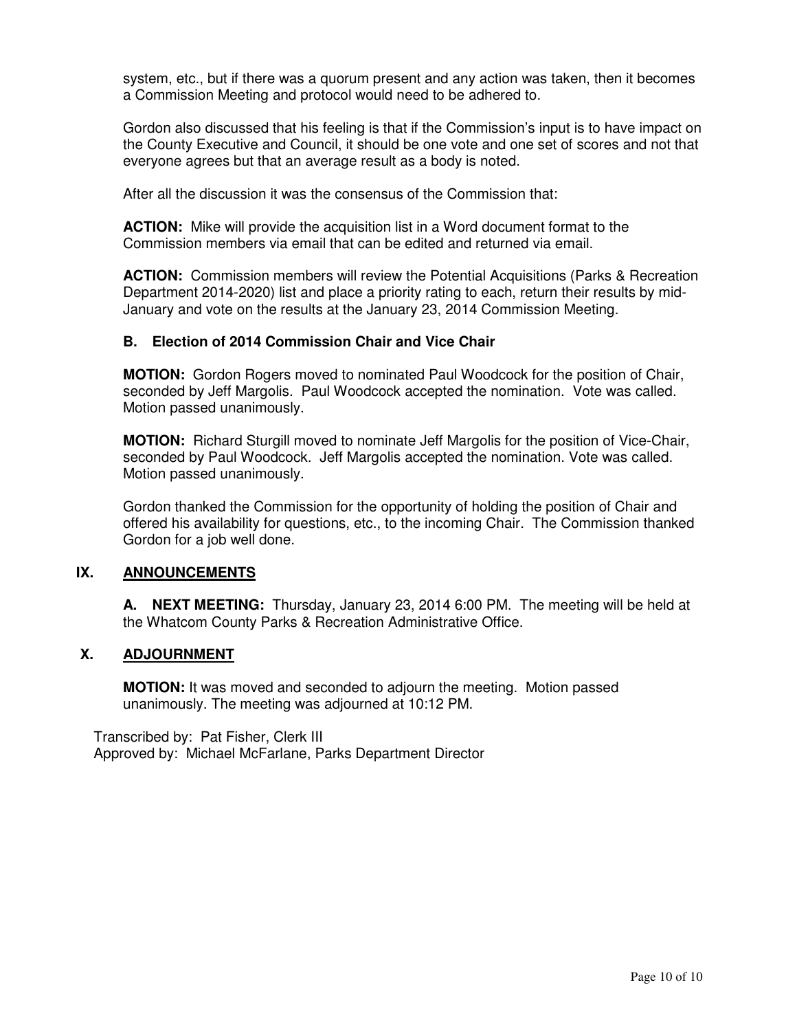system, etc., but if there was a quorum present and any action was taken, then it becomes a Commission Meeting and protocol would need to be adhered to.

Gordon also discussed that his feeling is that if the Commission's input is to have impact on the County Executive and Council, it should be one vote and one set of scores and not that everyone agrees but that an average result as a body is noted.

After all the discussion it was the consensus of the Commission that:

**ACTION:** Mike will provide the acquisition list in a Word document format to the Commission members via email that can be edited and returned via email.

**ACTION:** Commission members will review the Potential Acquisitions (Parks & Recreation Department 2014-2020) list and place a priority rating to each, return their results by mid-January and vote on the results at the January 23, 2014 Commission Meeting.

### B. Election of 2014 Commission Chair and Vice Chair

**MOTION:** Gordon Rogers moved to nominated Paul Woodcock for the position of Chair, seconded by Jeff Margolis. Paul Woodcock accepted the nomination. Vote was called. Motion passed unanimously.

**MOTION:** Richard Sturgill moved to nominate Jeff Margolis for the position of Vice-Chair, seconded by Paul Woodcock. Jeff Margolis accepted the nomination. Vote was called. Motion passed unanimously.

Gordon thanked the Commission for the opportunity of holding the position of Chair and offered his availability for questions, etc., to the incoming Chair. The Commission thanked Gordon for a job well done.

## IX. ANNOUNCEMENTS

**A. NEXT MEETING:** Thursday, January 23, 2014 6:00 PM. The meeting will be held at the Whatcom County Parks & Recreation Administrative Office.

## X. ADJOURNMENT

**MOTION:** It was moved and seconded to adjourn the meeting. Motion passed unanimously. The meeting was adjourned at 10:12 PM.

Transcribed by: Pat Fisher, Clerk III
Approved by: Michael McFarlane, Parks Department Director